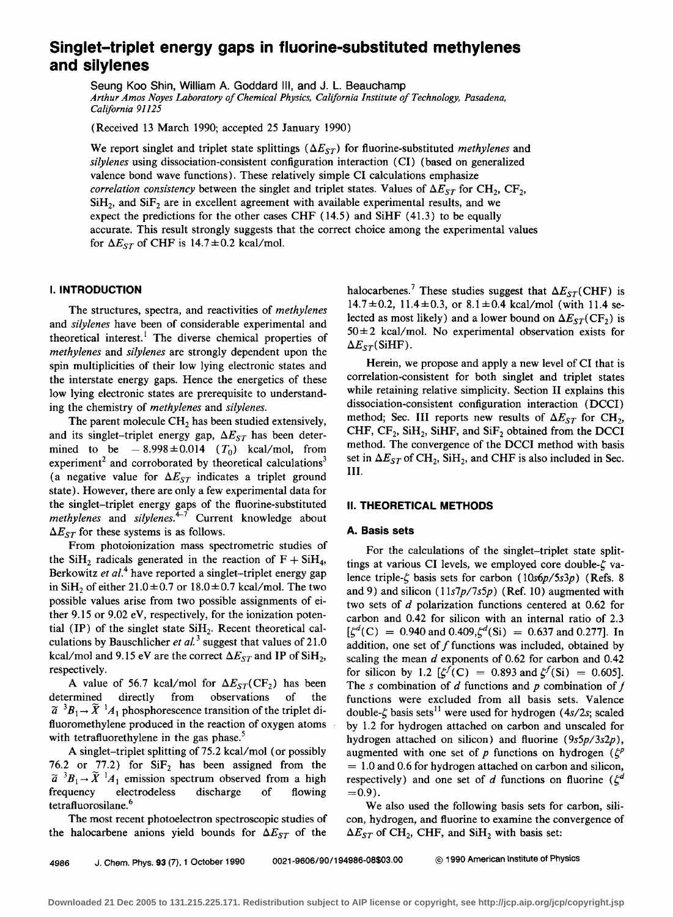# Singlet–triplet energy gaps in fluorine-substituted methylenes and silylenes

Seung Koo Shin, William A. Goddard III, and J. L. Beauchamp

*Arthur Amos Noyes Laboratory of Chemical Physics, California Institute of Technology, Pasadena, California 91125*

(Received 13 March 1990; accepted 25 January 1990)

We report singlet and triplet state splittings ($\Delta E_{ST}$) for fluorine-substituted *methylenes* and *silylenes* using dissociation-consistent configuration interaction (CI) (based on generalized valence bond wave functions). These relatively simple CI calculations emphasize *correlation consistency* between the singlet and triplet states. Values of $\Delta E_{ST}$ for $CH_2$, $CF_2$, $SiH_2$, and $SiF_2$ are in excellent agreement with available experimental results, and we expect the predictions for the other cases CHF (14.5) and SiHF (41.3) to be equally accurate. This result strongly suggests that the correct choice among the experimental values for $\Delta E_{ST}$ of CHF is $14.7 \pm 0.2$ kcal/mol.

## I. INTRODUCTION

The structures, spectra, and reactivities of *methylenes* and *silylenes* have been of considerable experimental and theoretical interest.[1] The diverse chemical properties of *methylenes* and *silylenes* are strongly dependent upon the spin multiplicities of their low lying electronic states and the interstate energy gaps. Hence the energetics of these low lying electronic states are prerequisite to understanding the chemistry of *methylenes* and *silylenes*.

The parent molecule $CH_2$ has been studied extensively, and its singlet–triplet energy gap, $\Delta E_{ST}$ has been determined to be $-8.998 \pm 0.014$ ($T_0$) kcal/mol, from experiment[2] and corroborated by theoretical calculations[3] (a negative value for $\Delta E_{ST}$ indicates a triplet ground state). However, there are only a few experimental data for the singlet–triplet energy gaps of the fluorine-substituted *methylenes* and *silylenes*.[4–7] Current knowledge about $\Delta E_{ST}$ for these systems is as follows.

From photoionization mass spectrometric studies of the $SiH_2$ radicals generated in the reaction of F + $SiH_4$, Berkowitz *et al.*[4] have reported a singlet–triplet energy gap in $SiH_2$ of either $21.0 \pm 0.7$ or $18.0 \pm 0.7$ kcal/mol. The two possible values arise from two possible assignments of either 9.15 or 9.02 eV, respectively, for the ionization potential (IP) of the singlet state $SiH_2$. Recent theoretical calculations by Bauschlicher *et al.*[3] suggest that values of 21.0 kcal/mol and 9.15 eV are the correct $\Delta E_{ST}$ and IP of $SiH_2$, respectively.

A value of 56.7 kcal/mol for $\Delta E_{ST}(CF_2)$ has been determined directly from observations of the $\tilde{a}\ ^3B_1 \rightarrow \tilde{X}\ ^1A_1$ phosphorescence transition of the triplet difluoromethylene produced in the reaction of oxygen atoms with tetrafluorethylene in the gas phase.[5]

A singlet–triplet splitting of 75.2 kcal/mol (or possibly 76.2 or 77.2) for $SiF_2$ has been assigned from the $\tilde{a}\ ^3B_1 \rightarrow \tilde{X}\ ^1A_1$ emission spectrum observed from a high frequency electrodeless discharge of flowing tetrafluorosilane.[6]

The most recent photoelectron spectroscopic studies of the halocarbene anions yield bounds for $\Delta E_{ST}$ of the halocarbenes.[7] These studies suggest that $\Delta E_{ST}$(CHF) is $14.7 \pm 0.2$, $11.4 \pm 0.3$, or $8.1 \pm 0.4$ kcal/mol (with 11.4 selected as most likely) and a lower bound on $\Delta E_{ST}(CF_2)$ is $50 \pm 2$ kcal/mol. No experimental observation exists for $\Delta E_{ST}$(SiHF).

Herein, we propose and apply a new level of CI that is correlation-consistent for both singlet and triplet states while retaining relative simplicity. Section II explains this dissociation-consistent configuration interaction (DCCI) method; Sec. III reports new results of $\Delta E_{ST}$ for $CH_2$, CHF, $CF_2$, $SiH_2$, SiHF, and $SiF_2$ obtained from the DCCI method. The convergence of the DCCI method with basis set in $\Delta E_{ST}$ of $CH_2$, $SiH_2$, and CHF is also included in Sec. III.

## II. THEORETICAL METHODS

### A. Basis sets

For the calculations of the singlet–triplet state splittings at various CI levels, we employed core double-$\zeta$ valence triple-$\zeta$ basis sets for carbon ($10s6p/5s3p$) (Refs. 8 and 9) and silicon ($11s7p/7s5p$) (Ref. 10) augmented with two sets of $d$ polarization functions centered at 0.62 for carbon and 0.42 for silicon with an internal ratio of 2.3 [$\zeta^d$(C) = 0.940 and 0.409, $\zeta^d$(Si) = 0.637 and 0.277]. In addition, one set of $f$ functions was included, obtained by scaling the mean $d$ exponents of 0.62 for carbon and 0.42 for silicon by 1.2 [$\zeta^f$(C) = 0.893 and $\zeta^f$(Si) = 0.605]. The $s$ combination of $d$ functions and $p$ combination of $f$ functions were excluded from all basis sets. Valence double-$\zeta$ basis sets[11] were used for hydrogen ($4s/2s$; scaled by 1.2 for hydrogen attached on carbon and unscaled for hydrogen attached on silicon) and fluorine ($9s5p/3s2p$), augmented with one set of $p$ functions on hydrogen ($\zeta^p$ = 1.0 and 0.6 for hydrogen attached on carbon and silicon, respectively) and one set of $d$ functions on fluorine ($\zeta^d$ = 0.9).

We also used the following basis sets for carbon, silicon, hydrogen, and fluorine to examine the convergence of $\Delta E_{ST}$ of $CH_2$, CHF, and $SiH_2$ with basis set: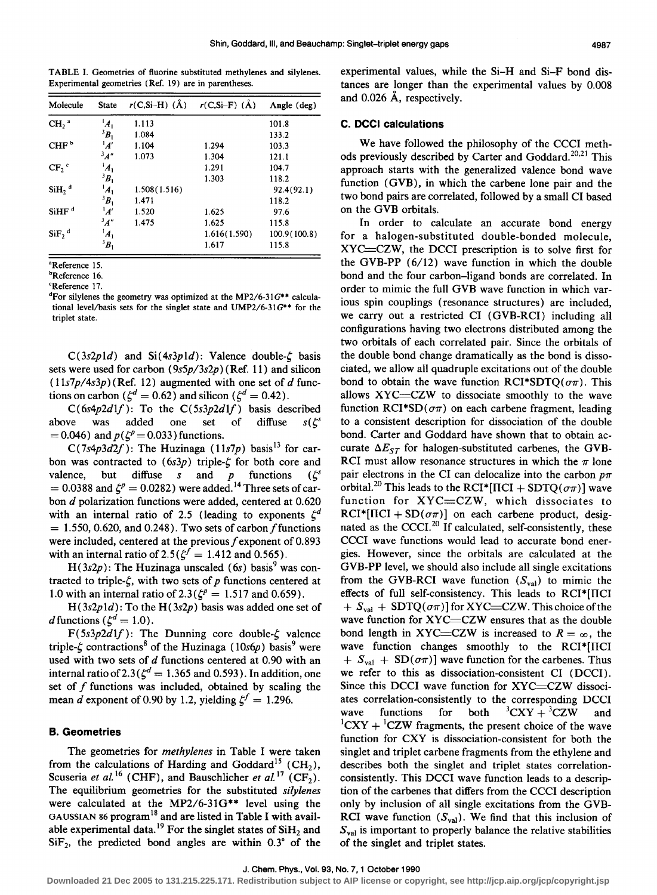TABLE I. Geometries of fluorine substituted methylenes and silylenes. Experimental geometries (Ref. 19) are in parentheses.

| Molecule | State | $r$(C,Si–H) (Å) | $r$(C,Si–F) (Å) | Angle (deg) |
|---|---|---|---|---|
| $CH_2$ [a] | $^1A_1$ | 1.113 | | 101.8 |
| | $^3B_1$ | 1.084 | | 133.2 |
| CHF [b] | $^1A'$ | 1.104 | 1.294 | 103.3 |
| | $^3A''$ | 1.073 | 1.304 | 121.1 |
| $CF_2$ [c] | $^1A_1$ | | 1.291 | 104.7 |
| | $^3B_1$ | | 1.303 | 118.2 |
| $SiH_2$ [d] | $^1A_1$ | 1.508(1.516) | | 92.4(92.1) |
| | $^3B_1$ | 1.471 | | 118.2 |
| SiHF [d] | $^1A'$ | 1.520 | 1.625 | 97.6 |
| | $^3A''$ | 1.475 | 1.625 | 115.8 |
| $SiF_2$ [d] | $^1A_1$ | | 1.616(1.590) | 100.9(100.8) |
| | $^3B_1$ | | 1.617 | 115.8 |

[a]Reference 15.
[b]Reference 16.
[c]Reference 17.
[d]For silylenes the geometry was optimized at the MP2/6-31G** calculational level/basis sets for the singlet state and UMP2/6-31G** for the triplet state.

C(3s2p1d) and Si(4s3p1d): Valence double-$\zeta$ basis sets were used for carbon (9s5p/3s2p) (Ref. 11) and silicon (11s7p/4s3p) (Ref. 12) augmented with one set of $d$ functions on carbon ($\zeta^d = 0.62$) and silicon ($\zeta^d = 0.42$).

C(6s4p2d1f): To the C(5s3p2d1f) basis described above was added one set of diffuse $s$($\zeta^s = 0.046$) and $p$($\zeta^p = 0.033$) functions.

C(7s4p3d2f): The Huzinaga (11s7p) basis[13] for carbon was contracted to (6s3p) triple-$\zeta$ for both core and valence, but diffuse $s$ and $p$ functions ($\zeta^s = 0.0388$ and $\zeta^p = 0.0282$) were added.[14] Three sets of carbon $d$ polarization functions were added, centered at 0.620 with an internal ratio of 2.5 (leading to exponents $\zeta^d = 1.550$, 0.620, and 0.248). Two sets of carbon $f$ functions were included, centered at the previous $f$ exponent of 0.893 with an internal ratio of 2.5 ($\zeta^f = 1.412$ and 0.565).

H(3s2p): The Huzinaga unscaled (6s) basis[9] was contracted to triple-$\zeta$, with two sets of $p$ functions centered at 1.0 with an internal ratio of 2.3 ($\zeta^p = 1.517$ and 0.659).

H(3s2p1d): To the H(3s2p) basis was added one set of $d$ functions ($\zeta^d = 1.0$).

F(5s3p2d1f): The Dunning core double-$\zeta$ valence triple-$\zeta$ contractions[8] of the Huzinaga (10s6p) basis[9] were used with two sets of $d$ functions centered at 0.90 with an internal ratio of 2.3 ($\zeta^d = 1.365$ and 0.593). In addition, one set of $f$ functions was included, obtained by scaling the mean $d$ exponent of 0.90 by 1.2, yielding $\zeta^f = 1.296$.

## B. Geometries

The geometries for *methylenes* in Table I were taken from the calculations of Harding and Goddard[15] ($CH_2$), Scuseria *et al.*[16] (CHF), and Bauschlicher *et al.*[17] ($CF_2$). The equilibrium geometries for the substituted *silylenes* were calculated at the MP2/6-31G** level using the GAUSSIAN 86 program[18] and are listed in Table I with available experimental data.[19] For the singlet states of $SiH_2$ and $SiF_2$, the predicted bond angles are within 0.3° of the experimental values, while the Si–H and Si–F bond distances are longer than the experimental values by 0.008 and 0.026 Å, respectively.

## C. DCCI calculations

We have followed the philosophy of the CCCI methods previously described by Carter and Goddard.[20,21] This approach starts with the generalized valence bond wave function (GVB), in which the carbene lone pair and the two bond pairs are correlated, followed by a small CI based on the GVB orbitals.

In order to calculate an accurate bond energy for a halogen-substituted double-bonded molecule, XYC=CZW, the DCCI prescription is to solve first for the GVB-PP (6/12) wave function in which the double bond and the four carbon–ligand bonds are correlated. In order to mimic the full GVB wave function in which various spin couplings (resonance structures) are included, we carry out a restricted CI (GVB-RCI) including all configurations having two electrons distributed among the two orbitals of each correlated pair. Since the orbitals of the double bond change dramatically as the bond is dissociated, we allow all quadruple excitations out of the double bond to obtain the wave function RCI*SDTQ($\sigma\pi$). This allows XYC=CZW to dissociate smoothly to the wave function RCI*SD($\sigma\pi$) on each carbene fragment, leading to a consistent description for dissociation of the double bond. Carter and Goddard have shown that to obtain accurate $\Delta E_{ST}$ for halogen-substituted carbenes, the GVB-RCI must allow resonance structures in which the $\pi$ lone pair electrons in the CI can delocalize into the carbon $p\pi$ orbital.[20] This leads to the RCI*[ΠCI + SDTQ($\sigma\pi$)] wave function for XYC=CZW, which dissociates to RCI*[ΠCI + SD($\sigma\pi$)] on each carbene product, designated as the CCCI.[20] If calculated, self-consistently, these CCCI wave functions would lead to accurate bond energies. However, since the orbitals are calculated at the GVB-PP level, we should also include all single excitations from the GVB-RCI wave function ($S_{val}$) to mimic the effects of full self-consistency. This leads to RCI*[ΠCI + $S_{val}$ + SDTQ($\sigma\pi$)] for XYC=CZW. This choice of the wave function for XYC=CZW ensures that as the double bond length in XYC=CZW is increased to $R = \infty$, the wave function changes smoothly to the RCI*[ΠCI + $S_{val}$ + SD($\sigma\pi$)] wave function for the carbenes. Thus we refer to this as dissociation-consistent CI (DCCI). Since this DCCI wave function for XYC=CZW dissociates correlation-consistently to the corresponding DCCI wave functions for both $^3$CXY + $^3$CZW and $^1$CXY + $^1$CZW fragments, the present choice of the wave function for CXY is dissociation-consistent for both the singlet and triplet carbene fragments from the ethylene and describes both the singlet and triplet states correlation-consistently. This DCCI wave function leads to a description of the carbenes that differs from the CCCI description only by inclusion of all single excitations from the GVB-RCI wave function ($S_{val}$). We find that this inclusion of $S_{val}$ is important to properly balance the relative stabilities of the singlet and triplet states.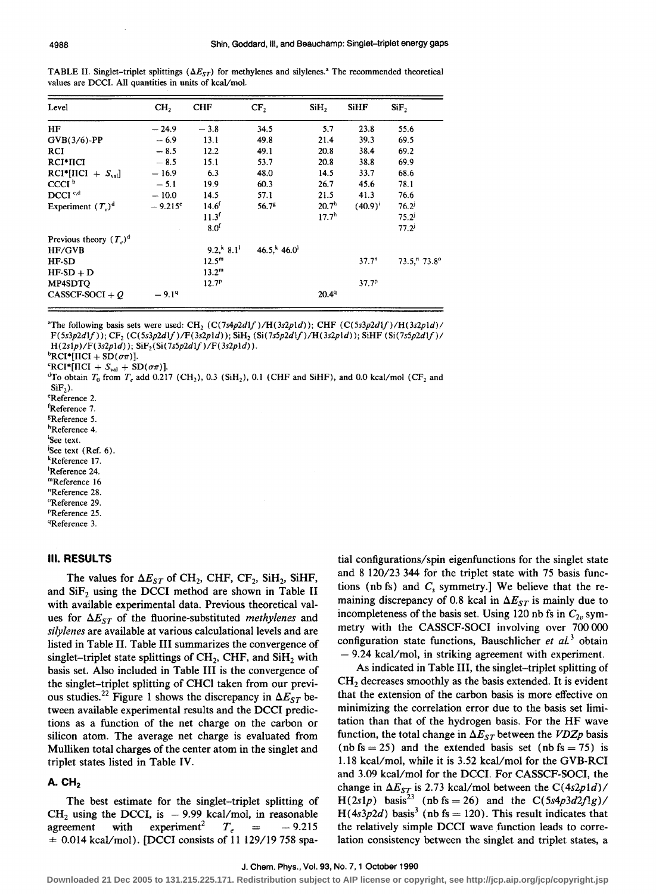TABLE II. Singlet–triplet splittings ($\Delta E_{ST}$) for methylenes and silylenes.[a] The recommended theoretical values are DCCI. All quantities in units of kcal/mol.

| Level | $CH_2$ | CHF | $CF_2$ | $SiH_2$ | SiHF | $SiF_2$ |
|---|---|---|---|---|---|---|
| HF | −24.9 | −3.8 | 34.5 | 5.7 | 23.8 | 55.6 |
| GVB(3/6)-PP | −6.9 | 13.1 | 49.8 | 21.4 | 39.3 | 69.5 |
| RCI | −8.5 | 12.2 | 49.1 | 20.8 | 38.4 | 69.2 |
| RCI*IICI | −8.5 | 15.1 | 53.7 | 20.8 | 38.8 | 69.9 |
| RCI*[IICI + $S_{val}$] | −16.9 | 6.3 | 48.0 | 14.5 | 33.7 | 68.6 |
| CCCI[b] | −5.1 | 19.9 | 60.3 | 26.7 | 45.6 | 78.1 |
| DCCI[c,d] | −10.0 | 14.5 | 57.1 | 21.5 | 41.3 | 76.6 |
| Experiment ($T_e$)[d] | −9.215[e] | 14.6[f] | 56.7[g] | 20.7[h] | (40.9)[i] | 76.2[j] |
| | | 11.3[f] | | 17.7[h] | | 75.2[j] |
| | | 8.0[f] | | | | 77.2[j] |
| Previous theory ($T_e$)[d] | | | | | | |
| HF/GVB | | 9.2,[k] 8.1[l] | 46.5,[k] 46.0[l] | | | |
| HF-SD | | 12.5[m] | | | 37.7[n] | 73.5,[n] 73.8[o] |
| HF-SD + D | | 13.2[m] | | | | |
| MP4SDTQ | | 12.7[p] | | | 37.7[p] | |
| CASSCF-SOCI + Q | −9.1[q] | | | 20.4[q] | | |

[a]The following basis sets were used: $CH_2$ (C(7s4p2d1f)/H(3s2p1d)); CHF (C(5s3p2d1f)/H(3s2p1d)/F(5s3p2d1f)); $CF_2$ (C(5s3p2d1f)/F(3s2p1d)); $SiH_2$ (Si(7s5p2d1f)/H(3s2p1d)); SiHF (Si(7s5p2d1f)/H(2s1p)/F(3s2p1d)); $SiF_2$(Si(7s5p2d1f)/F(3s2p1d)).
[b]RCI*[IICI + SD($\sigma\pi$)].
[c]RCI*[IICI + $S_{val}$ + SD($\sigma\pi$)].
[d]To obtain $T_0$ from $T_e$ add 0.217 ($CH_2$), 0.3 ($SiH_2$), 0.1 (CHF and SiHF), and 0.0 kcal/mol ($CF_2$ and $SiF_2$).
[e]Reference 2.
[f]Reference 7.
[g]Reference 5.
[h]Reference 4.
[i]See text.
[j]See text (Ref. 6).
[k]Reference 17.
[l]Reference 24.
[m]Reference 16
[n]Reference 28.
[o]Reference 29.
[p]Reference 25.
[q]Reference 3.

## III. RESULTS

The values for $\Delta E_{ST}$ of $CH_2$, CHF, $CF_2$, $SiH_2$, SiHF, and $SiF_2$ using the DCCI method are shown in Table II with available experimental data. Previous theoretical values for $\Delta E_{ST}$ of the fluorine-substituted *methylenes* and *silylenes* are available at various calculational levels and are listed in Table II. Table III summarizes the convergence of singlet–triplet state splittings of $CH_2$, CHF, and $SiH_2$ with basis set. Also included in Table III is the convergence of the singlet–triplet splitting of CHCl taken from our previous studies.[22] Figure 1 shows the discrepancy in $\Delta E_{ST}$ between available experimental results and the DCCI predictions as a function of the net charge on the carbon or silicon atom. The average net charge is evaluated from Mulliken total charges of the center atom in the singlet and triplet states listed in Table IV.

### A. $CH_2$

The best estimate for the singlet–triplet splitting of $CH_2$ using the DCCI, is −9.99 kcal/mol, in reasonable agreement with experiment[2] $T_e$ = −9.215 ± 0.014 kcal/mol). [DCCI consists of 11 129/19 758 spatial configurations/spin eigenfunctions for the singlet state and 8 120/23 344 for the triplet state with 75 basis functions (nb fs) and $C_s$ symmetry.] We believe that the remaining discrepancy of 0.8 kcal in $\Delta E_{ST}$ is mainly due to incompleteness of the basis set. Using 120 nb fs in $C_{2v}$ symmetry with the CASSCF-SOCI involving over 700 000 configuration state functions, Bauschlicher *et al.*[3] obtain −9.24 kcal/mol, in striking agreement with experiment.

As indicated in Table III, the singlet–triplet splitting of $CH_2$ decreases smoothly as the basis extended. It is evident that the extension of the carbon basis is more effective on minimizing the correlation error due to the basis set limitation than that of the hydrogen basis. For the HF wave function, the total change in $\Delta E_{ST}$ between the *VDZp* basis (nb fs = 25) and the extended basis set (nb fs = 75) is 1.18 kcal/mol, while it is 3.52 kcal/mol for the GVB-RCI and 3.09 kcal/mol for the DCCI. For CASSCF-SOCI, the change in $\Delta E_{ST}$ is 2.73 kcal/mol between the C(4s2p1d)/H(2s1p) basis[23] (nb fs = 26) and the C(5s4p3d2f1g)/H(4s3p2d) basis[3] (nb fs = 120). This result indicates that the relatively simple DCCI wave function leads to correlation consistency between the singlet and triplet states, a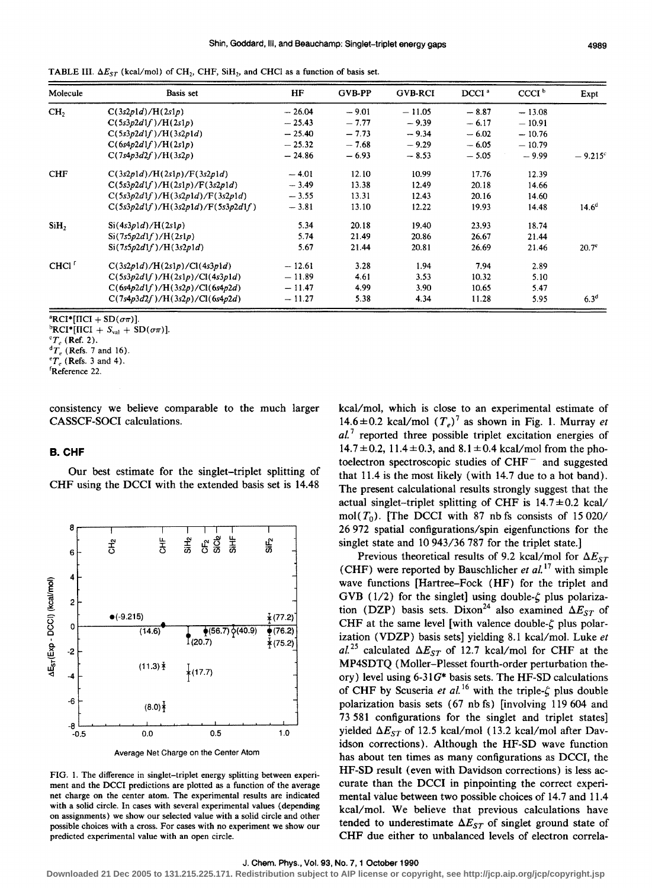TABLE III. $\Delta E_{ST}$ (kcal/mol) of $CH_2$, CHF, $SiH_2$, and CHCl as a function of basis set.

| Molecule | Basis set | HF | GVB-PP | GVB-RCI | DCCI [a] | CCCI [b] | Expt |
|---|---|---|---|---|---|---|---|
| $CH_2$ | $C(3s2p1d)/H(2s1p)$ | −26.04 | −9.01 | −11.05 | −8.87 | −13.08 | |
| | $C(5s3p2d1f)/H(2s1p)$ | −25.43 | −7.77 | −9.39 | −6.17 | −10.91 | |
| | $C(5s3p2d1f)/H(3s2p1d)$ | −25.40 | −7.73 | −9.34 | −6.02 | −10.76 | |
| | $C(6s4p2d1f)/H(2s1p)$ | −25.32 | −7.68 | −9.29 | −6.05 | −10.79 | |
| | $C(7s4p3d2f)/H(3s2p)$ | −24.86 | −6.93 | −8.53 | −5.05 | −9.99 | −9.215[c] |
| CHF | $C(3s2p1d)/H(2s1p)/F(3s2p1d)$ | −4.01 | 12.10 | 10.99 | 17.76 | 12.39 | |
| | $C(5s3p2d1f)/H(2s1p)/F(3s2p1d)$ | −3.49 | 13.38 | 12.49 | 20.18 | 14.66 | |
| | $C(5s3p2d1f)/H(3s2p1d)/F(3s2p1d)$ | −3.55 | 13.31 | 12.43 | 20.16 | 14.60 | |
| | $C(5s3p2d1f)/H(3s2p1d)/F(5s3p2d1f)$ | −3.81 | 13.10 | 12.22 | 19.93 | 14.48 | 14.6[d] |
| $SiH_2$ | $Si(4s3p1d)/H(2s1p)$ | 5.34 | 20.18 | 19.40 | 23.93 | 18.74 | |
| | $Si(7s5p2d1f)/H(2s1p)$ | 5.74 | 21.49 | 20.86 | 26.67 | 21.44 | |
| | $Si(7s5p2d1f)/H(3s2p1d)$ | 5.67 | 21.44 | 20.81 | 26.69 | 21.46 | 20.7[e] |
| CHCl [f] | $C(3s2p1d)/H(2s1p)/Cl(4s3p1d)$ | −12.61 | 3.28 | 1.94 | 7.94 | 2.89 | |
| | $C(5s3p2d1f)/H(2s1p)/Cl(4s3p1d)$ | −11.89 | 4.61 | 3.53 | 10.32 | 5.10 | |
| | $C(6s4p2d1f)/H(3s2p)/Cl(6s4p2d)$ | −11.47 | 4.99 | 3.90 | 10.65 | 5.47 | |
| | $C(7s4p3d2f)/H(3s2p)/Cl(6s4p2d)$ | −11.27 | 5.38 | 4.34 | 11.28 | 5.95 | 6.3[d] |

[a] RCI*[IICI + SD($\sigma\pi$)].
[b] RCI*[IICI + $S_{val}$ + SD($\sigma\pi$)].
[c] $T_e$ (Ref. 2).
[d] $T_e$ (Refs. 7 and 16).
[e] $T_e$ (Refs. 3 and 4).
[f] Reference 22.

consistency we believe comparable to the much larger CASSCF-SOCI calculations.

### B. CHF

Our best estimate for the singlet–triplet splitting of CHF using the DCCI with the extended basis set is 14.48 kcal/mol, which is close to an experimental estimate of 14.6±0.2 kcal/mol ($T_e$)[7] as shown in Fig. 1. Murray *et al.*[7] reported three possible triplet excitation energies of 14.7±0.2, 11.4±0.3, and 8.1±0.4 kcal/mol from the photoelectron spectroscopic studies of $CHF^-$ and suggested that 11.4 is the most likely (with 14.7 due to a hot band). The present calculational results strongly suggest that the actual singlet–triplet splitting of CHF is 14.7±0.2 kcal/mol($T_0$). [The DCCI with 87 nb fs consists of 15 020/26 972 spatial configurations/spin eigenfunctions for the singlet state and 10 943/36 787 for the triplet state.]

FIG. 1. The difference in singlet–triplet energy splitting between experiment and the DCCI predictions are plotted as a function of the average net charge on the center atom. The experimental results are indicated with a solid circle. In cases with several experimental values (depending on assignments) we show our selected value with a solid circle and other possible choices with a cross. For cases with no experiment we show our predicted experimental value with an open circle.

Previous theoretical results of 9.2 kcal/mol for $\Delta E_{ST}$ (CHF) were reported by Bauschlicher *et al.*[17] with simple wave functions [Hartree–Fock (HF) for the triplet and GVB (1/2) for the singlet] using double-$\zeta$ plus polarization (DZP) basis sets. Dixon[24] also examined $\Delta E_{ST}$ of CHF at the same level [with valence double-$\zeta$ plus polarization (VDZP) basis sets] yielding 8.1 kcal/mol. Luke *et al.*[25] calculated $\Delta E_{ST}$ of 12.7 kcal/mol for CHF at the MP4SDTQ (Moller–Plesset fourth-order perturbation theory) level using 6-31$G^*$ basis sets. The HF-SD calculations of CHF by Scuseria *et al.*[16] with the triple-$\zeta$ plus double polarization basis sets (67 nb fs) [involving 119 604 and 73 581 configurations for the singlet and triplet states] yielded $\Delta E_{ST}$ of 12.5 kcal/mol (13.2 kcal/mol after Davidson corrections). Although the HF-SD wave function has about ten times as many configurations as DCCI, the HF-SD result (even with Davidson corrections) is less accurate than the DCCI in pinpointing the correct experimental value between two possible choices of 14.7 and 11.4 kcal/mol. We believe that previous calculations have tended to underestimate $\Delta E_{ST}$ of singlet ground state of CHF due either to unbalanced levels of electron correla-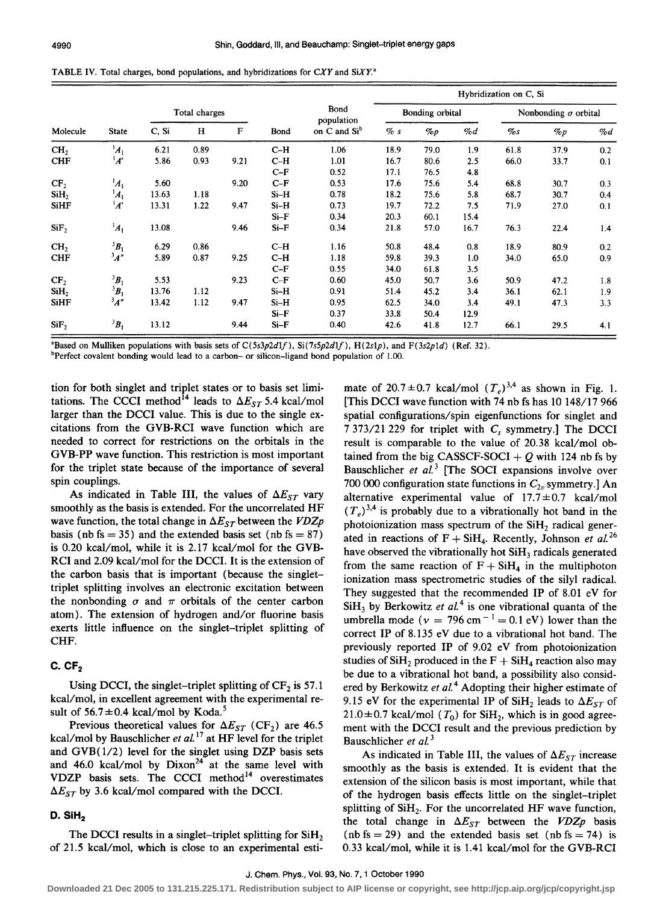TABLE IV. Total charges, bond populations, and hybridizations for CXY and SiXY.[a]

| Molecule | State | Total charges | | | Bond | Bond population on C and Si[b] | Hybridization on C, Si | | | | | |
|---|---|---|---|---|---|---|---|---|---|---|---|---|
| | | | | | | | Bonding orbital | | | Nonbonding σ orbital | | |
| | | C, Si | H | F | | | % s | %p | %d | %s | %p | %d |
| $CH_2$ | $^1A_1$ | 6.21 | 0.89 | | C–H | 1.06 | 18.9 | 79.0 | 1.9 | 61.8 | 37.9 | 0.2 |
| CHF | $^1A'$ | 5.86 | 0.93 | 9.21 | C–H | 1.01 | 16.7 | 80.6 | 2.5 | 66.0 | 33.7 | 0.1 |
| | | | | | C–F | 0.52 | 17.1 | 76.5 | 4.8 | | | |
| $CF_2$ | $^1A_1$ | 5.60 | | 9.20 | C–F | 0.53 | 17.6 | 75.6 | 5.4 | 68.8 | 30.7 | 0.3 |
| $SiH_2$ | $^1A_1$ | 13.63 | 1.18 | | Si–H | 0.78 | 18.2 | 75.6 | 5.8 | 68.7 | 30.7 | 0.4 |
| SiHF | $^1A'$ | 13.31 | 1.22 | 9.47 | Si–H | 0.73 | 19.7 | 72.2 | 7.5 | 71.9 | 27.0 | 0.1 |
| | | | | | Si–F | 0.34 | 20.3 | 60.1 | 15.4 | | | |
| $SiF_2$ | $^1A_1$ | 13.08 | | 9.46 | Si–F | 0.34 | 21.8 | 57.0 | 16.7 | 76.3 | 22.4 | 1.4 |
| $CH_2$ | $^3B_1$ | 6.29 | 0.86 | | C–H | 1.16 | 50.8 | 48.4 | 0.8 | 18.9 | 80.9 | 0.2 |
| CHF | $^3A''$ | 5.89 | 0.87 | 9.25 | C–H | 1.18 | 59.8 | 39.3 | 1.0 | 34.0 | 65.0 | 0.9 |
| | | | | | C–F | 0.55 | 34.0 | 61.8 | 3.5 | | | |
| $CF_2$ | $^3B_1$ | 5.53 | | 9.23 | C–F | 0.60 | 45.0 | 50.7 | 3.6 | 50.9 | 47.2 | 1.8 |
| $SiH_2$ | $^3B_1$ | 13.76 | 1.12 | | Si–H | 0.91 | 51.4 | 45.2 | 3.4 | 36.1 | 62.1 | 1.9 |
| SiHF | $^3A''$ | 13.42 | 1.12 | 9.47 | Si–H | 0.95 | 62.5 | 34.0 | 3.4 | 49.1 | 47.3 | 3.3 |
| | | | | | Si–F | 0.37 | 33.8 | 50.4 | 12.9 | | | |
| $SiF_2$ | $^3B_1$ | 13.12 | | 9.44 | Si–F | 0.40 | 42.6 | 41.8 | 12.7 | 66.1 | 29.5 | 4.1 |

[a]Based on Mulliken populations with basis sets of C(5s3p2d1f), Si(7s5p2d1f), H(2s1p), and F(3s2p1d) (Ref. 32).

[b]Perfect covalent bonding would lead to a carbon– or silicon–ligand bond population of 1.00.

tion for both singlet and triplet states or to basis set limitations. The CCCI method[14] leads to $\Delta E_{ST}$ 5.4 kcal/mol larger than the DCCI value. This is due to the single excitations from the GVB-RCI wave function which are needed to correct for restrictions on the orbitals in the GVB-PP wave function. This restriction is most important for the triplet state because of the importance of several spin couplings.

As indicated in Table III, the values of $\Delta E_{ST}$ vary smoothly as the basis is extended. For the uncorrelated HF wave function, the total change in $\Delta E_{ST}$ between the *VDZp* basis (nb fs = 35) and the extended basis set (nb fs = 87) is 0.20 kcal/mol, while it is 2.17 kcal/mol for the GVB-RCI and 2.09 kcal/mol for the DCCI. It is the extension of the carbon basis that is important (because the singlet–triplet splitting involves an electronic excitation between the nonbonding σ and π orbitals of the center carbon atom). The extension of hydrogen and/or fluorine basis exerts little influence on the singlet–triplet splitting of CHF.

### C. $CF_2$

Using DCCI, the singlet–triplet splitting of $CF_2$ is 57.1 kcal/mol, in excellent agreement with the experimental result of 56.7±0.4 kcal/mol by Koda.[5]

Previous theoretical values for $\Delta E_{ST}$ ($CF_2$) are 46.5 kcal/mol by Bauschlicher *et al.*[17] at HF level for the triplet and GVB(1/2) level for the singlet using DZP basis sets and 46.0 kcal/mol by Dixon[24] at the same level with VDZP basis sets. The CCCI method[14] overestimates $\Delta E_{ST}$ by 3.6 kcal/mol compared with the DCCI.

### D. $SiH_2$

The DCCI results in a singlet–triplet splitting for $SiH_2$ of 21.5 kcal/mol, which is close to an experimental estimate of 20.7±0.7 kcal/mol ($T_e$)[3,4] as shown in Fig. 1. [This DCCI wave function with 74 nb fs has 10 148/17 966 spatial configurations/spin eigenfunctions for singlet and 7 373/21 229 for triplet with $C_s$ symmetry.] The DCCI result is comparable to the value of 20.38 kcal/mol obtained from the big CASSCF-SOCI + *Q* with 124 nb fs by Bauschlicher *et al.*[3] [The SOCI expansions involve over 700 000 configuration state functions in $C_{2v}$ symmetry.] An alternative experimental value of 17.7±0.7 kcal/mol ($T_e$)[3,4] is probably due to a vibrationally hot band in the photoionization mass spectrum of the $SiH_2$ radical generated in reactions of F + $SiH_4$. Recently, Johnson *et al.*[26] have observed the vibrationally hot $SiH_3$ radicals generated from the same reaction of F + $SiH_4$ in the multiphoton ionization mass spectrometric studies of the silyl radical. They suggested that the recommended IP of 8.01 eV for $SiH_3$ by Berkowitz *et al.*[4] is one vibrational quanta of the umbrella mode ($\nu = 796\ \text{cm}^{-1} = 0.1$ eV) lower than the correct IP of 8.135 eV due to a vibrational hot band. The previously reported IP of 9.02 eV from photoionization studies of $SiH_2$ produced in the F + $SiH_4$ reaction also may be due to a vibrational hot band, a possibility also considered by Berkowitz *et al.*[4] Adopting their higher estimate of 9.15 eV for the experimental IP of $SiH_2$ leads to $\Delta E_{ST}$ of 21.0±0.7 kcal/mol ($T_0$) for $SiH_2$, which is in good agreement with the DCCI result and the previous prediction by Bauschlicher *et al.*[3]

As indicated in Table III, the values of $\Delta E_{ST}$ increase smoothly as the basis is extended. It is evident that the extension of the silicon basis is most important, while that of the hydrogen basis effects little on the singlet–triplet splitting of $SiH_2$. For the uncorrelated HF wave function, the total change in $\Delta E_{ST}$ between the *VDZp* basis (nb fs = 29) and the extended basis set (nb fs = 74) is 0.33 kcal/mol, while it is 1.41 kcal/mol for the GVB-RCI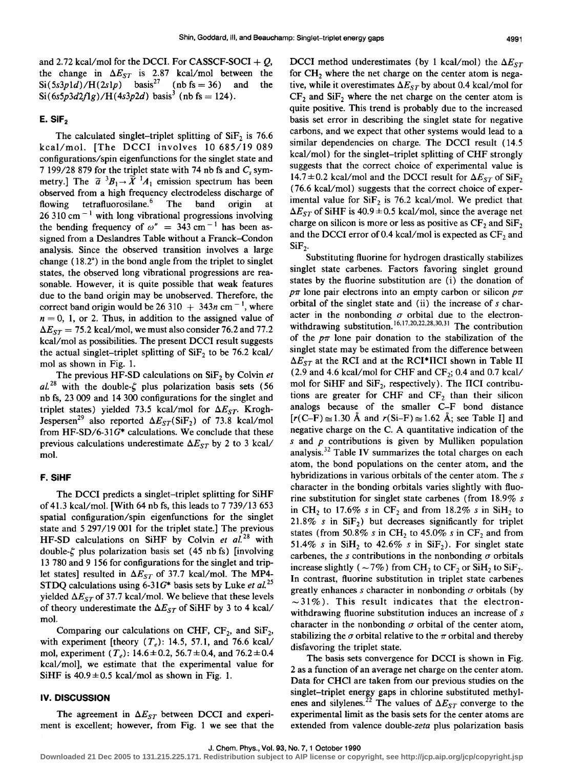and 2.72 kcal/mol for the DCCI. For CASSCF-SOCI + $Q$, the change in $\Delta E_{ST}$ is 2.87 kcal/mol between the Si(5s3p1d)/H(2s1p) basis[27] (nb fs = 36) and the Si(6s5p3d2f1g)/H(4s3p2d) basis[3] (nb fs = 124).

### E. $SiF_2$

The calculated singlet–triplet splitting of $SiF_2$ is 76.6 kcal/mol. [The DCCI involves 10 685/19 089 configurations/spin eigenfunctions for the singlet state and 7 199/28 879 for the triplet state with 74 nb fs and $C_s$ symmetry.] The $\tilde{a}\ ^3B_1 \rightarrow \tilde{X}\ ^1A_1$ emission spectrum has been observed from a high frequency electrodeless discharge of flowing tetrafluorosilane.[6] The band origin at 26 310 $cm^{-1}$ with long vibrational progressions involving the bending frequency of $\omega'' = 343\ cm^{-1}$ has been assigned from a Deslandres Table without a Franck–Condon analysis. Since the observed transition involves a large change (18.2°) in the bond angle from the triplet to singlet states, the observed long vibrational progressions are reasonable. However, it is quite possible that weak features due to the band origin may be unobserved. Therefore, the correct band origin would be 26 310 + 343$n$ $cm^{-1}$, where $n = 0$, 1, or 2. Thus, in addition to the assigned value of $\Delta E_{ST} = 75.2$ kcal/mol, we must also consider 76.2 and 77.2 kcal/mol as possibilities. The present DCCI result suggests the actual singlet–triplet splitting of $SiF_2$ to be 76.2 kcal/mol as shown in Fig. 1.

The previous HF-SD calculations on $SiF_2$ by Colvin *et al.*[28] with the double-$\zeta$ plus polarization basis sets (56 nb fs, 23 009 and 14 300 configurations for the singlet and triplet states) yielded 73.5 kcal/mol for $\Delta E_{ST}$. Krogh-Jespersen[29] also reported $\Delta E_{ST}(SiF_2)$ of 73.8 kcal/mol from HF-SD/6-31$G^*$ calculations. We conclude that these previous calculations underestimate $\Delta E_{ST}$ by 2 to 3 kcal/mol.

### F. SiHF

The DCCI predicts a singlet–triplet splitting for SiHF of 41.3 kcal/mol. [With 64 nb fs, this leads to 7 739/13 653 spatial configuration/spin eigenfunctions for the singlet state and 5 297/19 001 for the triplet state.] The previous HF-SD calculations on SiHF by Colvin *et al.*[28] with double-$\zeta$ plus polarization basis set (45 nb fs) [involving 13 780 and 9 156 for configurations for the singlet and triplet states] resulted in $\Delta E_{ST}$ of 37.7 kcal/mol. The MP4-STDQ calculations using 6-31$G^*$ basis sets by Luke *et al.*[25] yielded $\Delta E_{ST}$ of 37.7 kcal/mol. We believe that these levels of theory underestimate the $\Delta E_{ST}$ of SiHF by 3 to 4 kcal/mol.

Comparing our calculations on CHF, $CF_2$, and $SiF_2$, with experiment [theory ($T_e$): 14.5, 57.1, and 76.6 kcal/mol, experiment ($T_e$): 14.6±0.2, 56.7±0.4, and 76.2±0.4 kcal/mol], we estimate that the experimental value for SiHF is 40.9±0.5 kcal/mol as shown in Fig. 1.

## IV. DISCUSSION

The agreement in $\Delta E_{ST}$ between DCCI and experiment is excellent; however, from Fig. 1 we see that the DCCI method underestimates (by 1 kcal/mol) the $\Delta E_{ST}$ for $CH_2$ where the net charge on the center atom is negative, while it overestimates $\Delta E_{ST}$ by about 0.4 kcal/mol for $CF_2$ and $SiF_2$ where the net charge on the center atom is quite positive. This trend is probably due to the increased basis set error in describing the singlet state for negative carbons, and we expect that other systems would lead to a similar dependencies on charge. The DCCI result (14.5 kcal/mol) for the singlet–triplet splitting of CHF strongly suggests that the correct choice of experimental value is 14.7±0.2 kcal/mol and the DCCI result for $\Delta E_{ST}$ of $SiF_2$ (76.6 kcal/mol) suggests that the correct choice of experimental value for $SiF_2$ is 76.2 kcal/mol. We predict that $\Delta E_{ST}$ of SiHF is 40.9±0.5 kcal/mol, since the average net charge on silicon is more or less as positive as $CF_2$ and $SiF_2$ and the DCCI error of 0.4 kcal/mol is expected as $CF_2$ and $SiF_2$.

Substituting fluorine for hydrogen drastically stabilizes singlet state carbenes. Factors favoring singlet ground states by the fluorine substitution are (i) the donation of $p\pi$ lone pair electrons into an empty carbon or silicon $p\pi$ orbital of the singlet state and (ii) the increase of $s$ character in the nonbonding $\sigma$ orbital due to the electron-withdrawing substitution.[16,17,20,22,28,30,31] The contribution of the $p\pi$ lone pair donation to the stabilization of the singlet state may be estimated from the difference between $\Delta E_{ST}$ at the RCI and at the RCI*ΠCI shown in Table II (2.9 and 4.6 kcal/mol for CHF and $CF_2$; 0.4 and 0.7 kcal/mol for SiHF and $SiF_2$, respectively). The ΠCI contributions are greater for CHF and $CF_2$ than their silicon analogs because of the smaller C–F bond distance [$r$(C–F) ≅ 1.30 Å and $r$(Si–F) ≅ 1.62 Å; see Table I] and negative charge on the C. A quantitative indication of the $s$ and $p$ contributions is given by Mulliken population analysis.[32] Table IV summarizes the total charges on each atom, the bond populations on the center atom, and the hybridizations in various orbitals of the center atom. The $s$ character in the bonding orbitals varies slightly with fluorine substitution for singlet state carbenes (from 18.9% $s$ in $CH_2$ to 17.6% $s$ in $CF_2$ and from 18.2% $s$ in $SiH_2$ to 21.8% $s$ in $SiF_2$) but decreases significantly for triplet states (from 50.8% $s$ in $CH_2$ to 45.0% $s$ in $CF_2$ and from 51.4% $s$ in $SiH_2$ to 42.6% $s$ in $SiF_2$). For singlet state carbenes, the $s$ contributions in the nonbonding $\sigma$ orbitals increase slightly (~7%) from $CH_2$ to $CF_2$ or $SiH_2$ to $SiF_2$. In contrast, fluorine substitution in triplet state carbenes greatly enhances $s$ character in nonbonding $\sigma$ orbitals (by ~31%). This result indicates that the electron-withdrawing fluorine substitution induces an increase of $s$ character in the nonbonding $\sigma$ orbital of the center atom, stabilizing the $\sigma$ orbital relative to the $\pi$ orbital and thereby disfavoring the triplet state.

The basis sets convergence for DCCI is shown in Fig. 2 as a function of an average net charge on the center atom. Data for CHCl are taken from our previous studies on the singlet–triplet energy gaps in chlorine substituted methylenes and silylenes.[22] The values of $\Delta E_{ST}$ converge to the experimental limit as the basis sets for the center atoms are extended from valence double-*zeta* plus polarization basis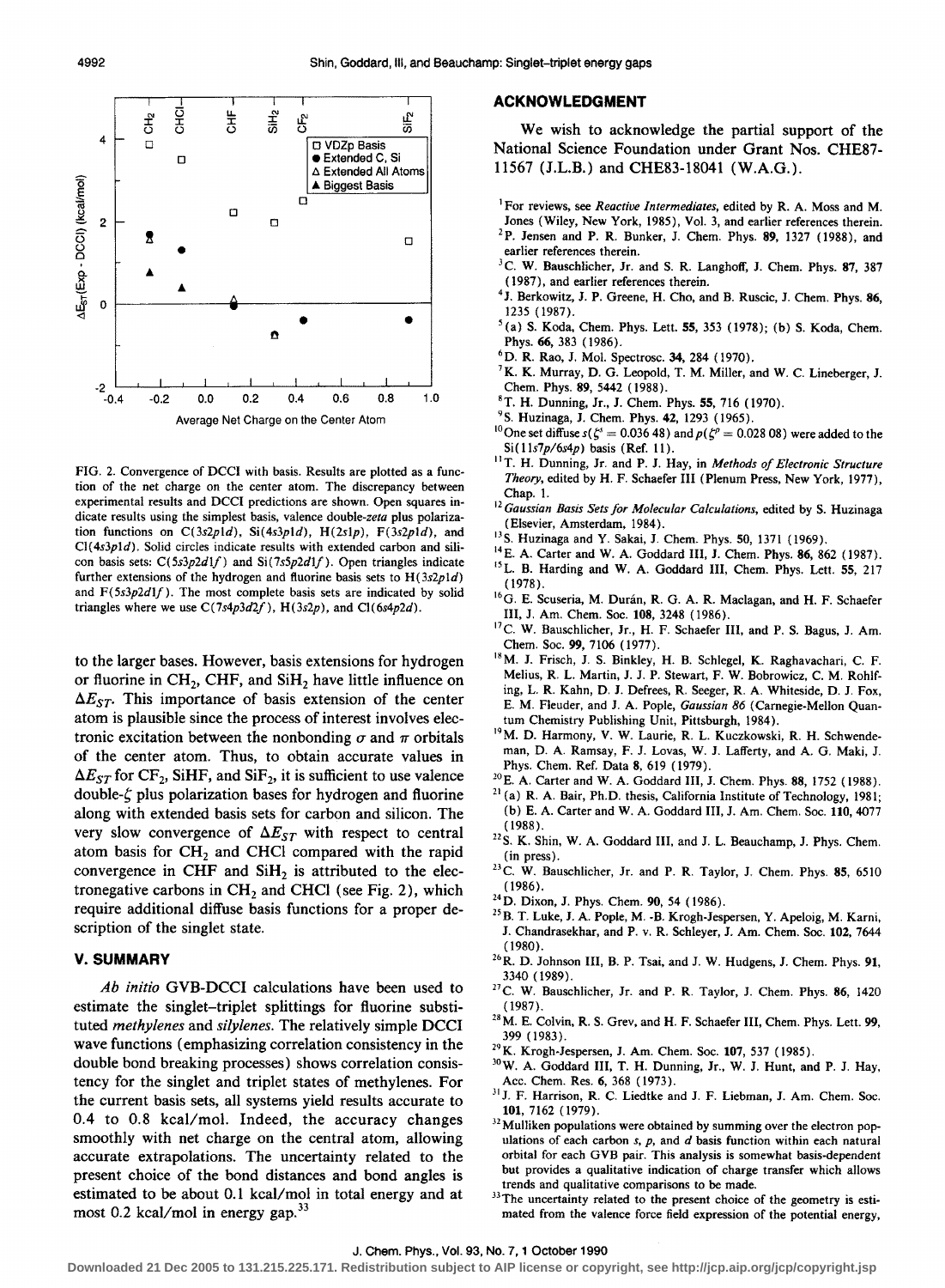FIG. 2. Convergence of DCCI with basis. Results are plotted as a function of the net charge on the center atom. The discrepancy between experimental results and DCCI predictions are shown. Open squares indicate results using the simplest basis, valence double-*zeta* plus polarization functions on C(3s2p1d), Si(4s3p1d), H(2s1p), F(3s2p1d), and Cl(4s3p1d). Solid circles indicate results with extended carbon and silicon basis sets: C(5s3p2d1f) and Si(7s5p2d1f). Open triangles indicate further extensions of the hydrogen and fluorine basis sets to H(3s2p1d) and F(5s3p2d1f). The most complete basis sets are indicated by solid triangles where we use C(7s4p3d2f), H(3s2p), and Cl(6s4p2d).

to the larger bases. However, basis extensions for hydrogen or fluorine in $CH_2$, CHF, and $SiH_2$ have little influence on $\Delta E_{ST}$. This importance of basis extension of the center atom is plausible since the process of interest involves electronic excitation between the nonbonding $\sigma$ and $\pi$ orbitals of the center atom. Thus, to obtain accurate values in $\Delta E_{ST}$ for $CF_2$, SiHF, and $SiF_2$, it is sufficient to use valence double-$\zeta$ plus polarization bases for hydrogen and fluorine along with extended basis sets for carbon and silicon. The very slow convergence of $\Delta E_{ST}$ with respect to central atom basis for $CH_2$ and CHCl compared with the rapid convergence in CHF and $SiH_2$ is attributed to the electronegative carbons in $CH_2$ and CHCl (see Fig. 2), which require additional diffuse basis functions for a proper description of the singlet state.

## V. SUMMARY

*Ab initio* GVB-DCCI calculations have been used to estimate the singlet–triplet splittings for fluorine substituted *methylenes* and *silylenes*. The relatively simple DCCI wave functions (emphasizing correlation consistency in the double bond breaking processes) shows correlation consistency for the singlet and triplet states of methylenes. For the current basis sets, all systems yield results accurate to 0.4 to 0.8 kcal/mol. Indeed, the accuracy changes smoothly with net charge on the central atom, allowing accurate extrapolations. The uncertainty related to the present choice of the bond distances and bond angles is estimated to be about 0.1 kcal/mol in total energy and at most 0.2 kcal/mol in energy gap.[33]

## ACKNOWLEDGMENT

We wish to acknowledge the partial support of the National Science Foundation under Grant Nos. CHE87-11567 (J.L.B.) and CHE83-18041 (W.A.G.).

[1] For reviews, see *Reactive Intermediates*, edited by R. A. Moss and M. Jones (Wiley, New York, 1985), Vol. 3, and earlier references therein.

[2] P. Jensen and P. R. Bunker, J. Chem. Phys. **89**, 1327 (1988), and earlier references therein.

[3] C. W. Bauschlicher, Jr. and S. R. Langhoff, J. Chem. Phys. **87**, 387 (1987), and earlier references therein.

[4] J. Berkowitz, J. P. Greene, H. Cho, and B. Ruscic, J. Chem. Phys. **86**, 1235 (1987).

[5] (a) S. Koda, Chem. Phys. Lett. **55**, 353 (1978); (b) S. Koda, Chem. Phys. **66**, 383 (1986).

[6] D. R. Rao, J. Mol. Spectrosc. **34**, 284 (1970).

[7] K. K. Murray, D. G. Leopold, T. M. Miller, and W. C. Lineberger, J. Chem. Phys. **89**, 5442 (1988).

[8] T. H. Dunning, Jr., J. Chem. Phys. **55**, 716 (1970).

[9] S. Huzinaga, J. Chem. Phys. **42**, 1293 (1965).

[10] One set diffuse $s(\zeta^s = 0.036\,48)$ and $p(\zeta^p = 0.028\,08)$ were added to the Si(11s7p/6s4p) basis (Ref. 11).

[11] T. H. Dunning, Jr. and P. J. Hay, in *Methods of Electronic Structure Theory*, edited by H. F. Schaefer III (Plenum Press, New York, 1977), Chap. 1.

[12] *Gaussian Basis Sets for Molecular Calculations*, edited by S. Huzinaga (Elsevier, Amsterdam, 1984).

[13] S. Huzinaga and Y. Sakai, J. Chem. Phys. **50**, 1371 (1969).

[14] E. A. Carter and W. A. Goddard III, J. Chem. Phys. **86**, 862 (1987).

[15] L. B. Harding and W. A. Goddard III, Chem. Phys. Lett. **55**, 217 (1978).

[16] G. E. Scuseria, M. Durán, R. G. A. R. Maclagan, and H. F. Schaefer III, J. Am. Chem. Soc. **108**, 3248 (1986).

[17] C. W. Bauschlicher, Jr., H. F. Schaefer III, and P. S. Bagus, J. Am. Chem. Soc. **99**, 7106 (1977).

[18] M. J. Frisch, J. S. Binkley, H. B. Schlegel, K. Raghavachari, C. F. Melius, R. L. Martin, J. J. P. Stewart, F. W. Bobrowicz, C. M. Rohlfing, L. R. Kahn, D. J. Defrees, R. Seeger, R. A. Whiteside, D. J. Fox, E. M. Fleuder, and J. A. Pople, *Gaussian 86* (Carnegie-Mellon Quantum Chemistry Publishing Unit, Pittsburgh, 1984).

[19] M. D. Harmony, V. W. Laurie, R. L. Kuczkowski, R. H. Schwendeman, D. A. Ramsay, F. J. Lovas, W. J. Lafferty, and A. G. Maki, J. Phys. Chem. Ref. Data **8**, 619 (1979).

[20] E. A. Carter and W. A. Goddard III, J. Chem. Phys. **88**, 1752 (1988).

[21] (a) R. A. Bair, Ph.D. thesis, California Institute of Technology, 1981; (b) E. A. Carter and W. A. Goddard III, J. Am. Chem. Soc. **110**, 4077 (1988).

[22] S. K. Shin, W. A. Goddard III, and J. L. Beauchamp, J. Phys. Chem. (in press).

[23] C. W. Bauschlicher, Jr. and P. R. Taylor, J. Chem. Phys. **85**, 6510 (1986).

[24] D. Dixon, J. Phys. Chem. **90**, 54 (1986).

[25] B. T. Luke, J. A. Pople, M. -B. Krogh-Jespersen, Y. Apeloig, M. Karni, J. Chandrasekhar, and P. v. R. Schleyer, J. Am. Chem. Soc. **102**, 7644 (1980).

[26] R. D. Johnson III, B. P. Tsai, and J. W. Hudgens, J. Chem. Phys. **91**, 3340 (1989).

[27] C. W. Bauschlicher, Jr. and P. R. Taylor, J. Chem. Phys. **86**, 1420 (1987).

[28] M. E. Colvin, R. S. Grev, and H. F. Schaefer III, Chem. Phys. Lett. **99**, 399 (1983).

[29] K. Krogh-Jespersen, J. Am. Chem. Soc. **107**, 537 (1985).

[30] W. A. Goddard III, T. H. Dunning, Jr., W. J. Hunt, and P. J. Hay, Acc. Chem. Res. **6**, 368 (1973).

[31] J. F. Harrison, R. C. Liedtke and J. F. Liebman, J. Am. Chem. Soc. **101**, 7162 (1979).

[32] Mulliken populations were obtained by summing over the electron populations of each carbon s, p, and d basis function within each natural orbital for each GVB pair. This analysis is somewhat basis-dependent but provides a qualitative indication of charge transfer which allows trends and qualitative comparisons to be made.

[33] The uncertainty related to the present choice of the geometry is estimated from the valence force field expression of the potential energy,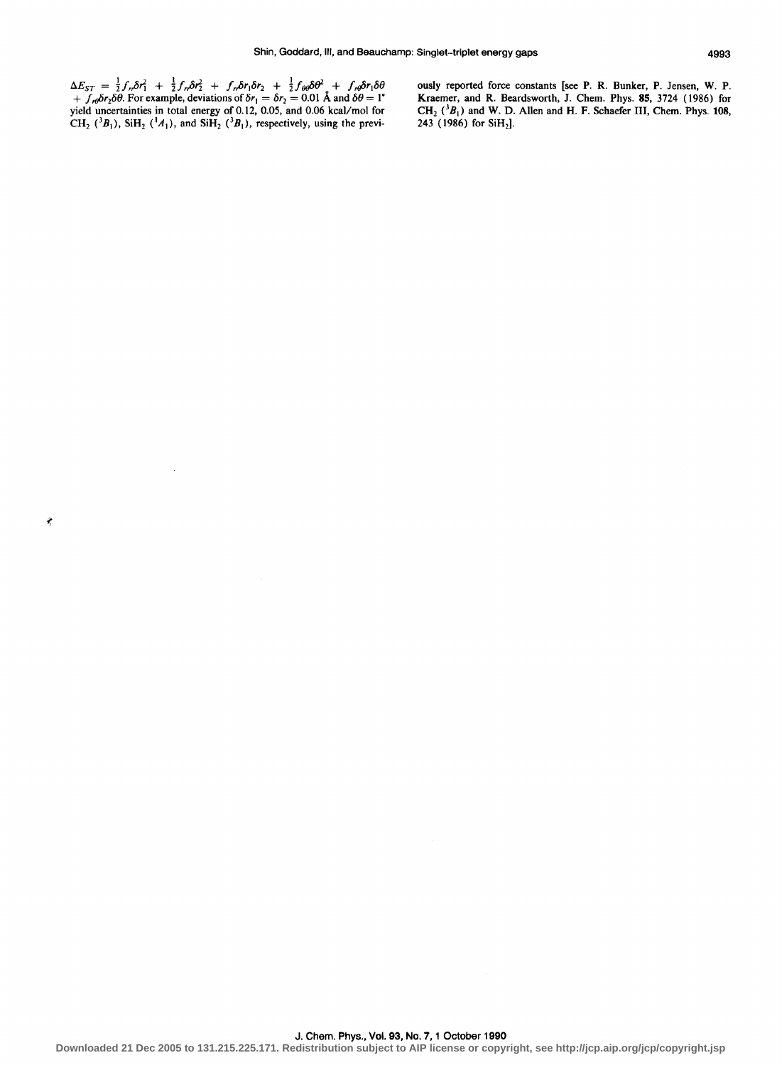$\Delta E_{ST} = \frac{1}{2} f_{rr} \delta r_1^2 + \frac{1}{2} f_{rr} \delta r_2^2 + f_{rr'} \delta r_1 \delta r_2 + \frac{1}{2} f_{\theta\theta} \delta\theta^2 + f_{r\theta} \delta r_1 \delta\theta + f_{r\theta} \delta r_2 \delta\theta$. For example, deviations of $\delta r_1 = \delta r_2 = 0.01$ Å and $\delta\theta = 1°$ yield uncertainties in total energy of 0.12, 0.05, and 0.06 kcal/mol for $CH_2$ ($^3B_1$), $SiH_2$ ($^1A_1$), and $SiH_2$ ($^3B_1$), respectively, using the previously reported force constants [see P. R. Bunker, P. Jensen, W. P. Kraemer, and R. Beardsworth, J. Chem. Phys. **85**, 3724 (1986) for $CH_2$ ($^3B_1$) and W. D. Allen and H. F. Schaefer III, Chem. Phys. **108**, 243 (1986) for $SiH_2$].

Downloaded 21 Dec 2005 to 131.215.225.171. Redistribution subject to AIP license or copyright, see http://jcp.aip.org/jcp/copyright.jsp